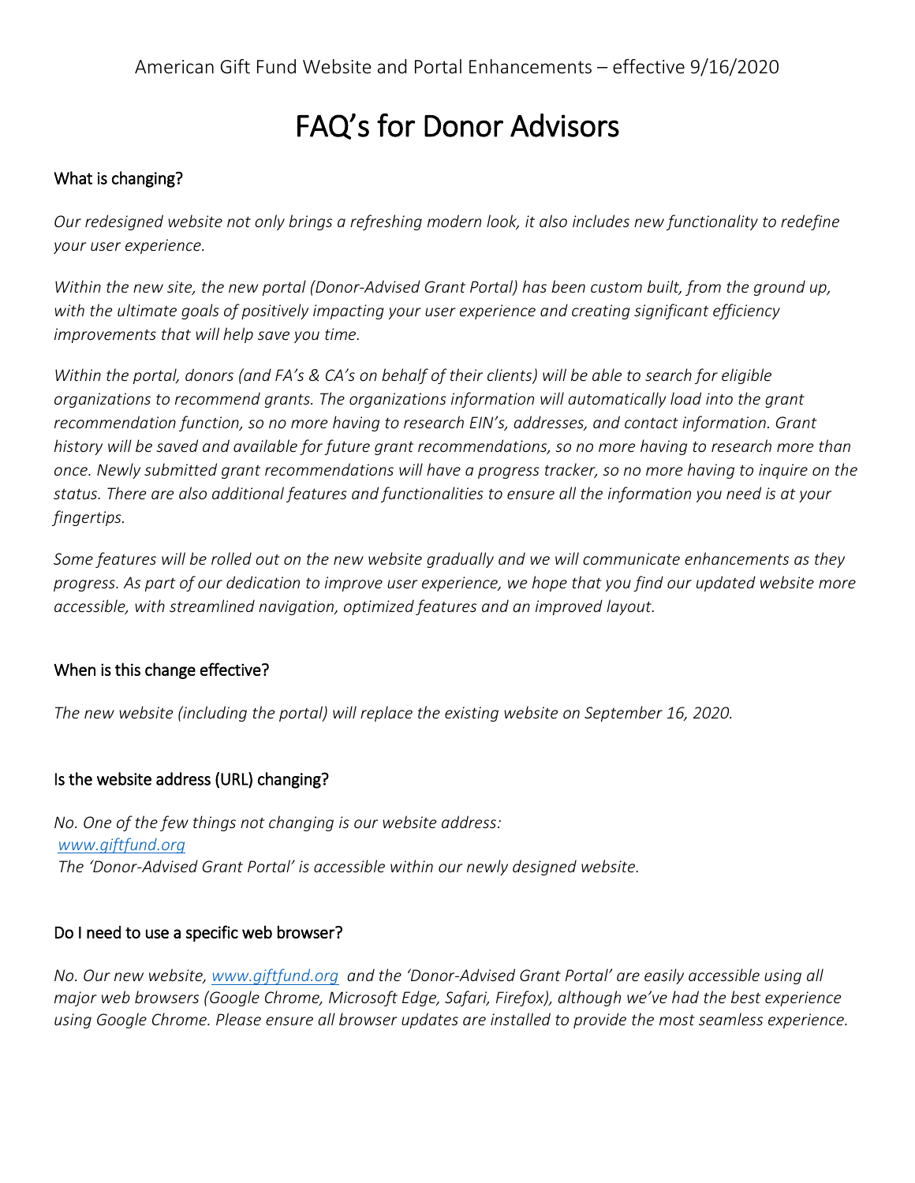American Gift Fund Website and Portal Enhancements – effective 9/16/2020

# FAQ's for Donor Advisors

## What is changing?

*Our redesigned website not only brings a refreshing modern look, it also includes new functionality to redefine your user experience.*

*Within the new site, the new portal (Donor-Advised Grant Portal) has been custom built, from the ground up, with the ultimate goals of positively impacting your user experience and creating significant efficiency improvements that will help save you time.*

*Within the portal, donors (and FA's & CA's on behalf of their clients) will be able to search for eligible organizations to recommend grants. The organizations information will automatically load into the grant recommendation function, so no more having to research EIN's, addresses, and contact information. Grant history will be saved and available for future grant recommendations, so no more having to research more than once. Newly submitted grant recommendations will have a progress tracker, so no more having to inquire on the status. There are also additional features and functionalities to ensure all the information you need is at your fingertips.*

*Some features will be rolled out on the new website gradually and we will communicate enhancements as they progress. As part of our dedication to improve user experience, we hope that you find our updated website more accessible, with streamlined navigation, optimized features and an improved layout.*

## When is this change effective?

*The new website (including the portal) will replace the existing website on September 16, 2020.*

## Is the website address (URL) changing?

*No. One of the few things not changing is our website address:*
*[www.giftfund.org](http://www.giftfund.org)*
*The 'Donor-Advised Grant Portal' is accessible within our newly designed website.*

## Do I need to use a specific web browser?

*No. Our new website, [www.giftfund.org](http://www.giftfund.org) and the 'Donor-Advised Grant Portal' are easily accessible using all major web browsers (Google Chrome, Microsoft Edge, Safari, Firefox), although we've had the best experience using Google Chrome. Please ensure all browser updates are installed to provide the most seamless experience.*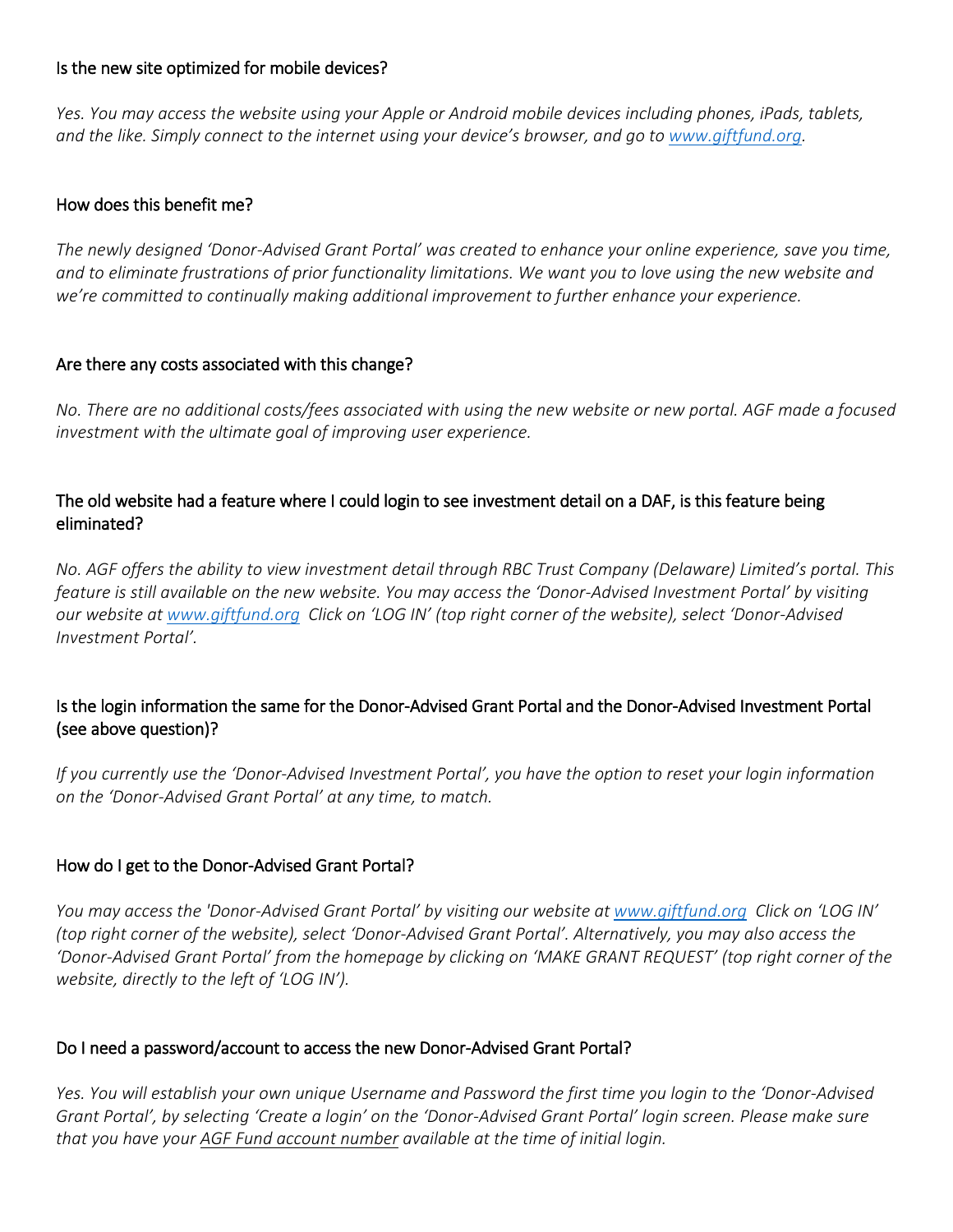## Is the new site optimized for mobile devices?

*Yes. You may access the website using your Apple or Android mobile devices including phones, iPads, tablets, and the like. Simply connect to the internet using your device's browser, and go to [www.giftfund.org](http://www.giftfund.org).*

## How does this benefit me?

*The newly designed 'Donor-Advised Grant Portal' was created to enhance your online experience, save you time, and to eliminate frustrations of prior functionality limitations. We want you to love using the new website and we're committed to continually making additional improvement to further enhance your experience.*

## Are there any costs associated with this change?

*No. There are no additional costs/fees associated with using the new website or new portal. AGF made a focused investment with the ultimate goal of improving user experience.*

## The old website had a feature where I could login to see investment detail on a DAF, is this feature being eliminated?

*No. AGF offers the ability to view investment detail through RBC Trust Company (Delaware) Limited's portal. This feature is still available on the new website. You may access the 'Donor-Advised Investment Portal' by visiting our website at [www.giftfund.org](http://www.giftfund.org) Click on 'LOG IN' (top right corner of the website), select 'Donor-Advised Investment Portal'.*

## Is the login information the same for the Donor-Advised Grant Portal and the Donor-Advised Investment Portal (see above question)?

*If you currently use the 'Donor-Advised Investment Portal', you have the option to reset your login information on the 'Donor-Advised Grant Portal' at any time, to match.*

## How do I get to the Donor-Advised Grant Portal?

*You may access the 'Donor-Advised Grant Portal' by visiting our website at [www.giftfund.org](http://www.giftfund.org) Click on 'LOG IN' (top right corner of the website), select 'Donor-Advised Grant Portal'. Alternatively, you may also access the 'Donor-Advised Grant Portal' from the homepage by clicking on 'MAKE GRANT REQUEST' (top right corner of the website, directly to the left of 'LOG IN').*

## Do I need a password/account to access the new Donor-Advised Grant Portal?

*Yes. You will establish your own unique Username and Password the first time you login to the 'Donor-Advised Grant Portal', by selecting 'Create a login' on the 'Donor-Advised Grant Portal' login screen. Please make sure that you have your <u>AGF Fund account number</u> available at the time of initial login.*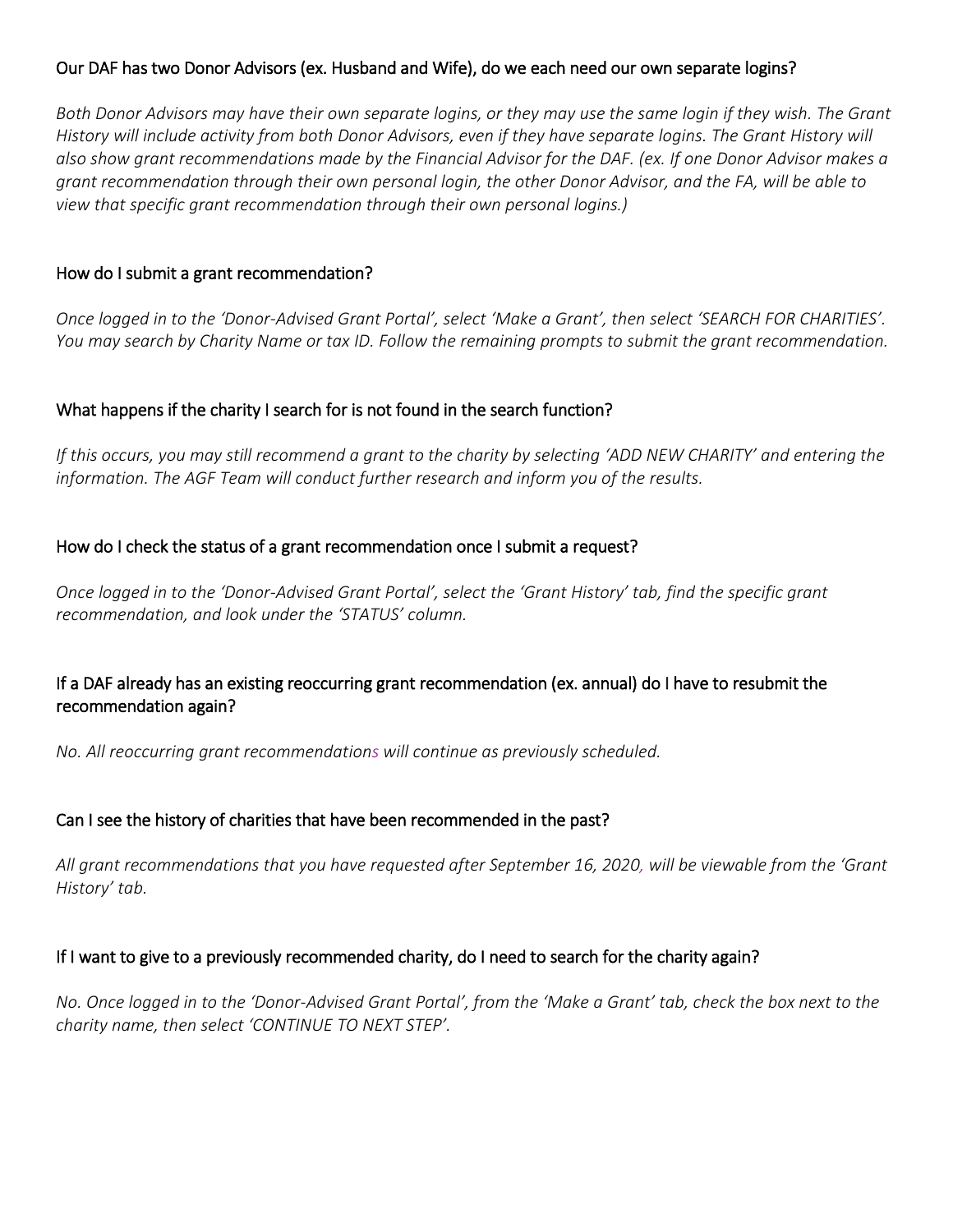### Our DAF has two Donor Advisors (ex. Husband and Wife), do we each need our own separate logins?

*Both Donor Advisors may have their own separate logins, or they may use the same login if they wish. The Grant History will include activity from both Donor Advisors, even if they have separate logins. The Grant History will also show grant recommendations made by the Financial Advisor for the DAF. (ex. If one Donor Advisor makes a grant recommendation through their own personal login, the other Donor Advisor, and the FA, will be able to view that specific grant recommendation through their own personal logins.)*

### How do I submit a grant recommendation?

*Once logged in to the 'Donor-Advised Grant Portal', select 'Make a Grant', then select 'SEARCH FOR CHARITIES'. You may search by Charity Name or tax ID. Follow the remaining prompts to submit the grant recommendation.*

### What happens if the charity I search for is not found in the search function?

*If this occurs, you may still recommend a grant to the charity by selecting 'ADD NEW CHARITY' and entering the information. The AGF Team will conduct further research and inform you of the results.*

### How do I check the status of a grant recommendation once I submit a request?

*Once logged in to the 'Donor-Advised Grant Portal', select the 'Grant History' tab, find the specific grant recommendation, and look under the 'STATUS' column.*

### If a DAF already has an existing reoccurring grant recommendation (ex. annual) do I have to resubmit the recommendation again?

*No. All reoccurring grant recommendations will continue as previously scheduled.*

### Can I see the history of charities that have been recommended in the past?

*All grant recommendations that you have requested after September 16, 2020, will be viewable from the 'Grant History' tab.*

### If I want to give to a previously recommended charity, do I need to search for the charity again?

*No. Once logged in to the 'Donor-Advised Grant Portal', from the 'Make a Grant' tab, check the box next to the charity name, then select 'CONTINUE TO NEXT STEP'.*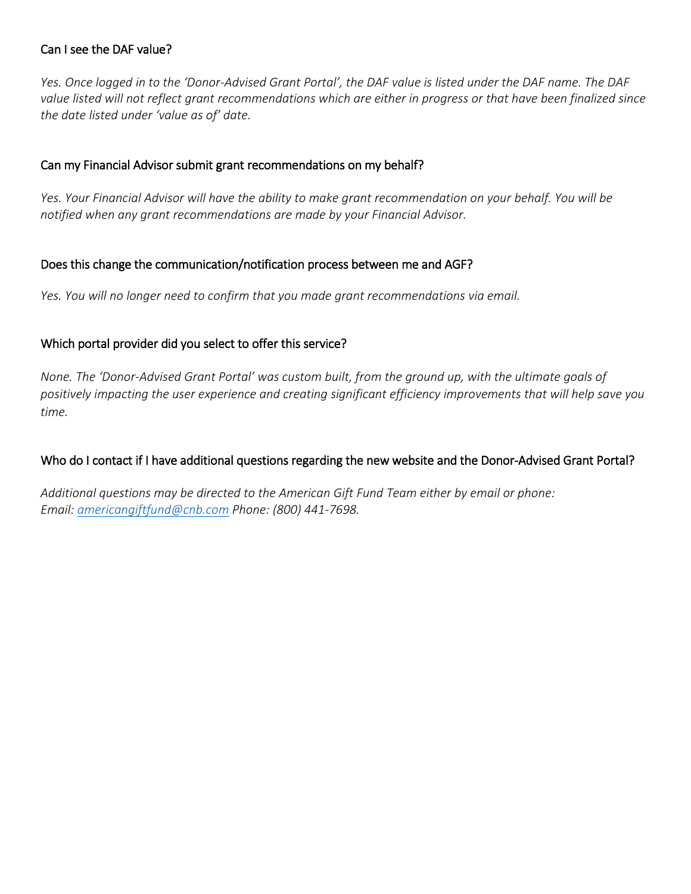### Can I see the DAF value?

*Yes. Once logged in to the 'Donor-Advised Grant Portal', the DAF value is listed under the DAF name. The DAF value listed will not reflect grant recommendations which are either in progress or that have been finalized since the date listed under 'value as of' date.*

### Can my Financial Advisor submit grant recommendations on my behalf?

*Yes. Your Financial Advisor will have the ability to make grant recommendation on your behalf. You will be notified when any grant recommendations are made by your Financial Advisor.*

### Does this change the communication/notification process between me and AGF?

*Yes. You will no longer need to confirm that you made grant recommendations via email.*

### Which portal provider did you select to offer this service?

*None. The 'Donor-Advised Grant Portal' was custom built, from the ground up, with the ultimate goals of positively impacting the user experience and creating significant efficiency improvements that will help save you time.*

### Who do I contact if I have additional questions regarding the new website and the Donor-Advised Grant Portal?

*Additional questions may be directed to the American Gift Fund Team either by email or phone:*
*Email: [americangiftfund@cnb.com](mailto:americangiftfund@cnb.com) Phone: (800) 441-7698.*